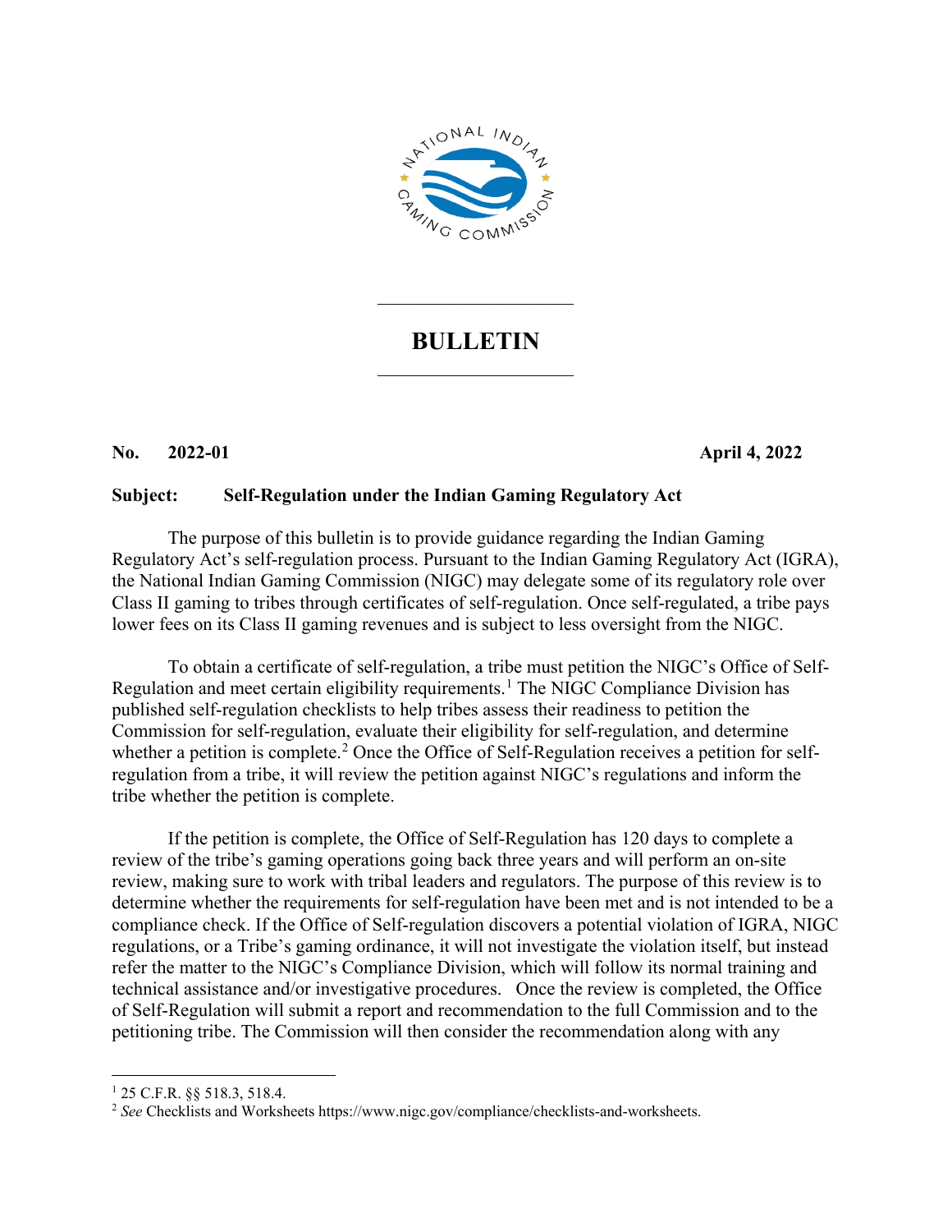# BULLETIN

**No. 2022-01** **April 4, 2022**

**Subject: Self-Regulation under the Indian Gaming Regulatory Act**

The purpose of this bulletin is to provide guidance regarding the Indian Gaming Regulatory Act's self-regulation process. Pursuant to the Indian Gaming Regulatory Act (IGRA), the National Indian Gaming Commission (NIGC) may delegate some of its regulatory role over Class II gaming to tribes through certificates of self-regulation. Once self-regulated, a tribe pays lower fees on its Class II gaming revenues and is subject to less oversight from the NIGC.

To obtain a certificate of self-regulation, a tribe must petition the NIGC's Office of Self-Regulation and meet certain eligibility requirements.[1] The NIGC Compliance Division has published self-regulation checklists to help tribes assess their readiness to petition the Commission for self-regulation, evaluate their eligibility for self-regulation, and determine whether a petition is complete.[2] Once the Office of Self-Regulation receives a petition for self-regulation from a tribe, it will review the petition against NIGC's regulations and inform the tribe whether the petition is complete.

If the petition is complete, the Office of Self-Regulation has 120 days to complete a review of the tribe's gaming operations going back three years and will perform an on-site review, making sure to work with tribal leaders and regulators. The purpose of this review is to determine whether the requirements for self-regulation have been met and is not intended to be a compliance check. If the Office of Self-regulation discovers a potential violation of IGRA, NIGC regulations, or a Tribe's gaming ordinance, it will not investigate the violation itself, but instead refer the matter to the NIGC's Compliance Division, which will follow its normal training and technical assistance and/or investigative procedures. Once the review is completed, the Office of Self-Regulation will submit a report and recommendation to the full Commission and to the petitioning tribe. The Commission will then consider the recommendation along with any

---

[1] 25 C.F.R. §§ 518.3, 518.4.

[2] *See* Checklists and Worksheets https://www.nigc.gov/compliance/checklists-and-worksheets.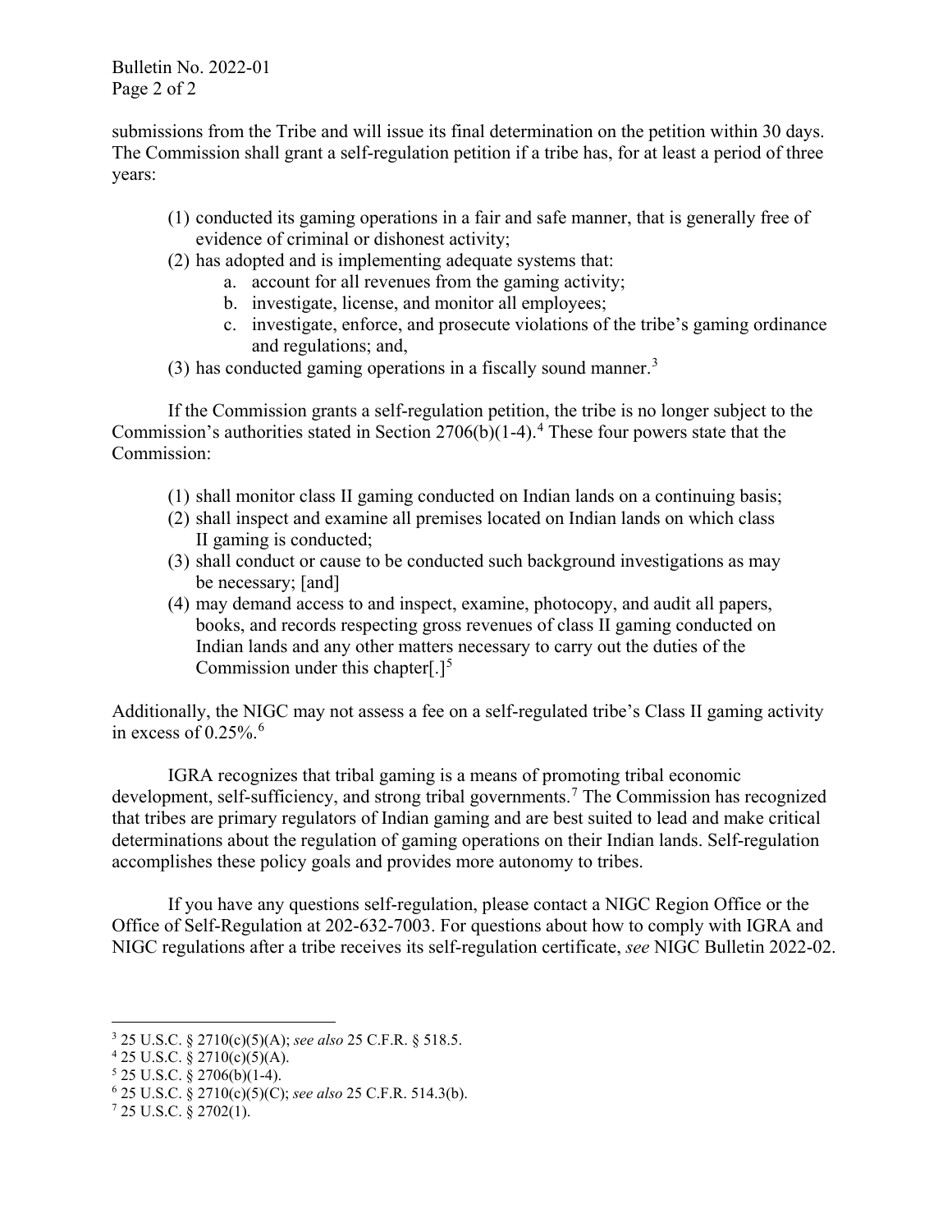submissions from the Tribe and will issue its final determination on the petition within 30 days. The Commission shall grant a self-regulation petition if a tribe has, for at least a period of three years:

(1) conducted its gaming operations in a fair and safe manner, that is generally free of evidence of criminal or dishonest activity;
(2) has adopted and is implementing adequate systems that:
    a. account for all revenues from the gaming activity;
    b. investigate, license, and monitor all employees;
    c. investigate, enforce, and prosecute violations of the tribe's gaming ordinance and regulations; and,
(3) has conducted gaming operations in a fiscally sound manner.[3]

If the Commission grants a self-regulation petition, the tribe is no longer subject to the Commission's authorities stated in Section 2706(b)(1-4).[4] These four powers state that the Commission:

(1) shall monitor class II gaming conducted on Indian lands on a continuing basis;
(2) shall inspect and examine all premises located on Indian lands on which class II gaming is conducted;
(3) shall conduct or cause to be conducted such background investigations as may be necessary; [and]
(4) may demand access to and inspect, examine, photocopy, and audit all papers, books, and records respecting gross revenues of class II gaming conducted on Indian lands and any other matters necessary to carry out the duties of the Commission under this chapter[.][5]

Additionally, the NIGC may not assess a fee on a self-regulated tribe's Class II gaming activity in excess of 0.25%.[6]

IGRA recognizes that tribal gaming is a means of promoting tribal economic development, self-sufficiency, and strong tribal governments.[7] The Commission has recognized that tribes are primary regulators of Indian gaming and are best suited to lead and make critical determinations about the regulation of gaming operations on their Indian lands. Self-regulation accomplishes these policy goals and provides more autonomy to tribes.

If you have any questions self-regulation, please contact a NIGC Region Office or the Office of Self-Regulation at 202-632-7003. For questions about how to comply with IGRA and NIGC regulations after a tribe receives its self-regulation certificate, *see* NIGC Bulletin 2022-02.

---

[3] 25 U.S.C. § 2710(c)(5)(A); *see also* 25 C.F.R. § 518.5.

[4] 25 U.S.C. § 2710(c)(5)(A).

[5] 25 U.S.C. § 2706(b)(1-4).

[6] 25 U.S.C. § 2710(c)(5)(C); *see also* 25 C.F.R. 514.3(b).

[7] 25 U.S.C. § 2702(1).